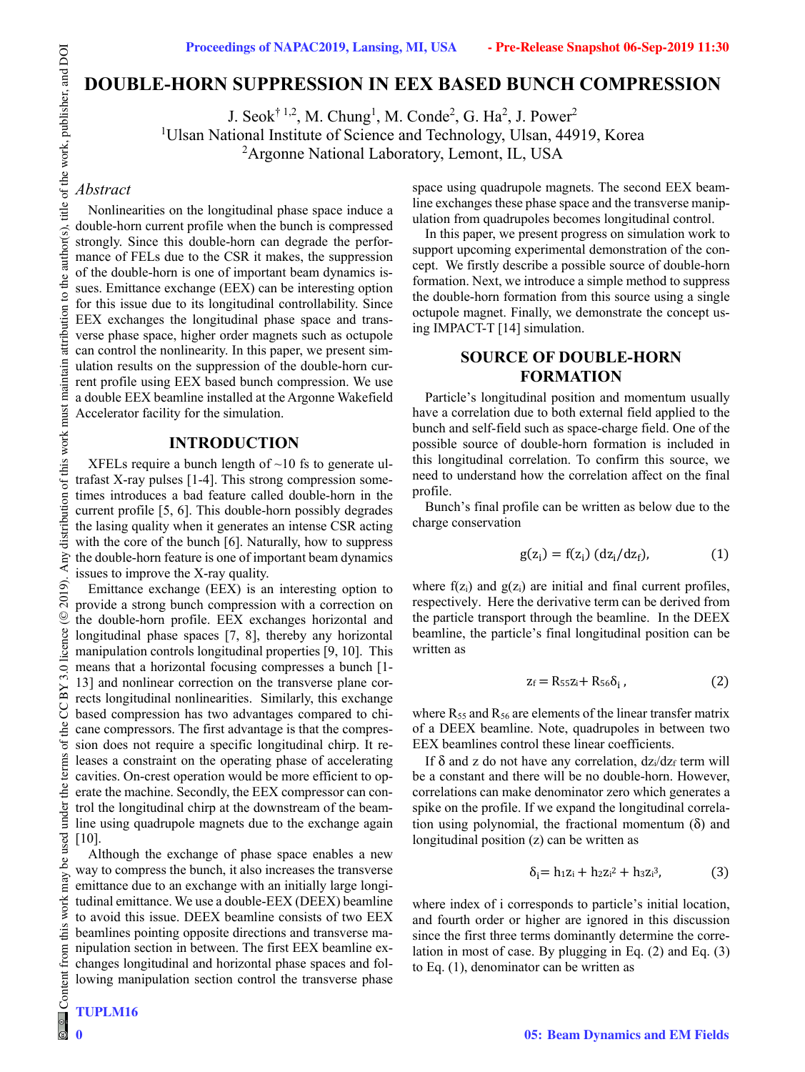# DOUBLE-HORN SUPPRESSION IN EEX BASED BUNCH COMPRESSION

J. Seok† [1,2], M. Chung[1], M. Conde[2], G. Ha[2], J. Power[2]

[1]Ulsan National Institute of Science and Technology, Ulsan, 44919, Korea

[2]Argonne National Laboratory, Lemont, IL, USA

### *Abstract*

Nonlinearities on the longitudinal phase space induce a double-horn current profile when the bunch is compressed strongly. Since this double-horn can degrade the performance of FELs due to the CSR it makes, the suppression of the double-horn is one of important beam dynamics issues. Emittance exchange (EEX) can be interesting option for this issue due to its longitudinal controllability. Since EEX exchanges the longitudinal phase space and transverse phase space, higher order magnets such as octupole can control the nonlinearity. In this paper, we present simulation results on the suppression of the double-horn current profile using EEX based bunch compression. We use a double EEX beamline installed at the Argonne Wakefield Accelerator facility for the simulation.

## INTRODUCTION

XFELs require a bunch length of ~10 fs to generate ultrafast X-ray pulses [1-4]. This strong compression sometimes introduces a bad feature called double-horn in the current profile [5, 6]. This double-horn possibly degrades the lasing quality when it generates an intense CSR acting with the core of the bunch [6]. Naturally, how to suppress the double-horn feature is one of important beam dynamics issues to improve the X-ray quality.

Emittance exchange (EEX) is an interesting option to provide a strong bunch compression with a correction on the double-horn profile. EEX exchanges horizontal and longitudinal phase spaces [7, 8], thereby any horizontal manipulation controls longitudinal properties [9, 10]. This means that a horizontal focusing compresses a bunch [1-13] and nonlinear correction on the transverse plane corrects longitudinal nonlinearities. Similarly, this exchange based compression has two advantages compared to chicane compressors. The first advantage is that the compression does not require a specific longitudinal chirp. It releases a constraint on the operating phase of accelerating cavities. On-crest operation would be more efficient to operate the machine. Secondly, the EEX compressor can control the longitudinal chirp at the downstream of the beamline using quadrupole magnets due to the exchange again [10].

Although the exchange of phase space enables a new way to compress the bunch, it also increases the transverse emittance due to an exchange with an initially large longitudinal emittance. We use a double-EEX (DEEX) beamline to avoid this issue. DEEX beamline consists of two EEX beamlines pointing opposite directions and transverse manipulation section in between. The first EEX beamline exchanges longitudinal and horizontal phase spaces and following manipulation section control the transverse phase space using quadrupole magnets. The second EEX beamline exchanges these phase space and the transverse manipulation from quadrupoles becomes longitudinal control.

In this paper, we present progress on simulation work to support upcoming experimental demonstration of the concept. We firstly describe a possible source of double-horn formation. Next, we introduce a simple method to suppress the double-horn formation from this source using a single octupole magnet. Finally, we demonstrate the concept using IMPACT-T [14] simulation.

## SOURCE OF DOUBLE-HORN FORMATION

Particle's longitudinal position and momentum usually have a correlation due to both external field applied to the bunch and self-field such as space-charge field. One of the possible source of double-horn formation is included in this longitudinal correlation. To confirm this source, we need to understand how the correlation affect on the final profile.

Bunch's final profile can be written as below due to the charge conservation

$$g(z_i) = f(z_i)\,(dz_i/dz_f), \tag{1}$$

where $f(z_i)$ and $g(z_i)$ are initial and final current profiles, respectively. Here the derivative term can be derived from the particle transport through the beamline. In the DEEX beamline, the particle's final longitudinal position can be written as

$$z_f = R_{55}z_i + R_{56}\delta_i\,, \tag{2}$$

where $R_{55}$ and $R_{56}$ are elements of the linear transfer matrix of a DEEX beamline. Note, quadrupoles in between two EEX beamlines control these linear coefficients.

If $\delta$ and z do not have any correlation, $dz_i/dz_f$ term will be a constant and there will be no double-horn. However, correlations can make denominator zero which generates a spike on the profile. If we expand the longitudinal correlation using polynomial, the fractional momentum ($\delta$) and longitudinal position (z) can be written as

$$\delta_i = h_1z_i + h_2z_i^2 + h_3z_i^3, \tag{3}$$

where index of i corresponds to particle's initial location, and fourth order or higher are ignored in this discussion since the first three terms dominantly determine the correlation in most of case. By plugging in Eq. (2) and Eq. (3) to Eq. (1), denominator can be written as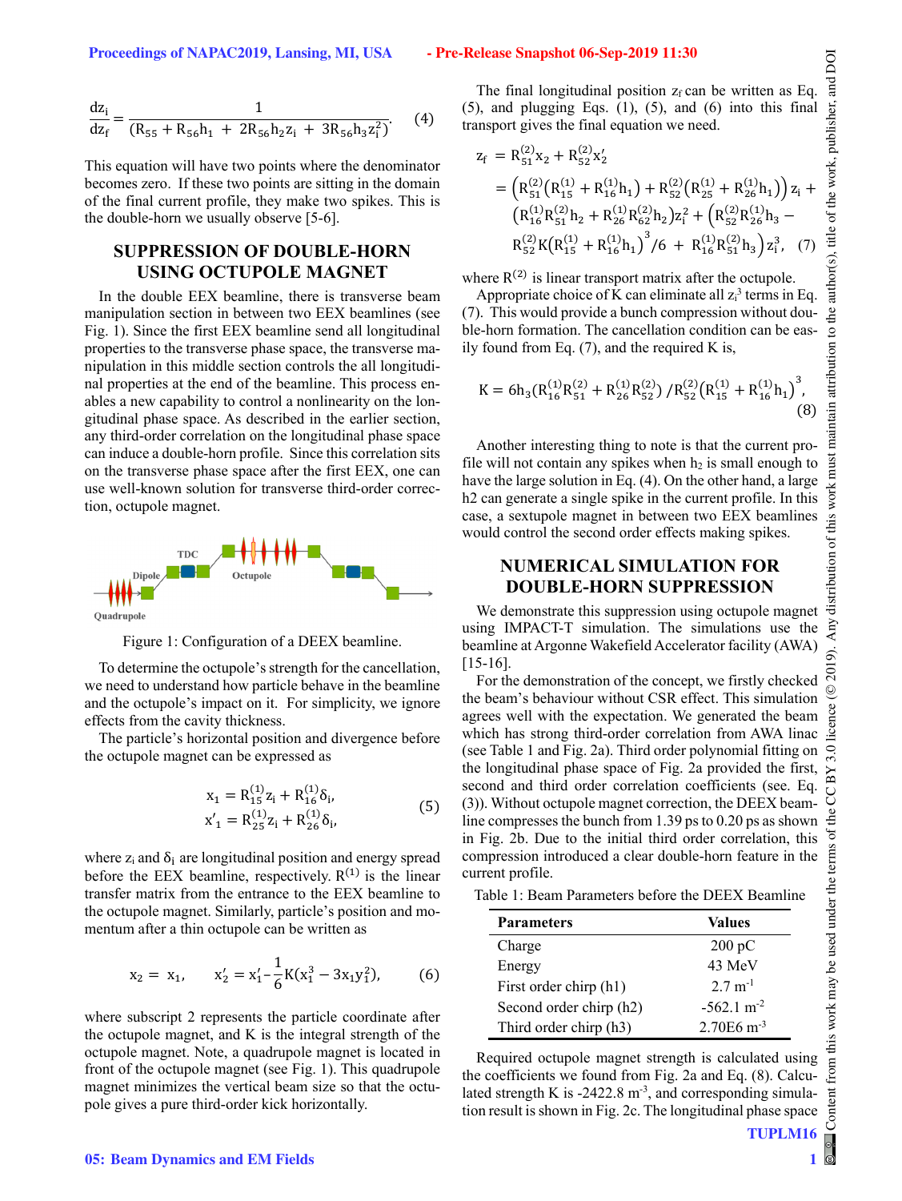$$\frac{dz_i}{dz_f} = \frac{1}{(R_{55} + R_{56}h_1 + 2R_{56}h_2 z_i + 3R_{56}h_3 z_i^2)}. \quad (4)$$

This equation will have two points where the denominator becomes zero. If these two points are sitting in the domain of the final current profile, they make two spikes. This is the double-horn we usually observe [5-6].

## SUPPRESSION OF DOUBLE-HORN USING OCTUPOLE MAGNET

In the double EEX beamline, there is transverse beam manipulation section in between two EEX beamlines (see Fig. 1). Since the first EEX beamline send all longitudinal properties to the transverse phase space, the transverse manipulation in this middle section controls the all longitudinal properties at the end of the beamline. This process enables a new capability to control a nonlinearity on the longitudinal phase space. As described in the earlier section, any third-order correlation on the longitudinal phase space can induce a double-horn profile. Since this correlation sits on the transverse phase space after the first EEX, one can use well-known solution for transverse third-order correction, octupole magnet.

Figure 1: Configuration of a DEEX beamline.

To determine the octupole's strength for the cancellation, we need to understand how particle behave in the beamline and the octupole's impact on it. For simplicity, we ignore effects from the cavity thickness.

The particle's horizontal position and divergence before the octupole magnet can be expressed as

$$\begin{aligned} x_1 &= R_{15}^{(1)} z_i + R_{16}^{(1)} \delta_i, \\ x'_1 &= R_{25}^{(1)} z_i + R_{26}^{(1)} \delta_i, \end{aligned} \quad (5)$$

where $z_i$ and $\delta_i$ are longitudinal position and energy spread before the EEX beamline, respectively. $R^{(1)}$ is the linear transfer matrix from the entrance to the EEX beamline to the octupole magnet. Similarly, particle's position and momentum after a thin octupole can be written as

$$x_2 = x_1, \quad x'_2 = x'_1 - \frac{1}{6} K (x_1^3 - 3 x_1 y_1^2), \quad (6)$$

where subscript 2 represents the particle coordinate after the octupole magnet, and K is the integral strength of the octupole magnet. Note, a quadrupole magnet is located in front of the octupole magnet (see Fig. 1). This quadrupole magnet minimizes the vertical beam size so that the octupole gives a pure third-order kick horizontally.

The final longitudinal position $z_f$ can be written as Eq. (5), and plugging Eqs. (1), (5), and (6) into this final transport gives the final equation we need.

$$\begin{aligned} z_f &= R_{51}^{(2)} x_2 + R_{52}^{(2)} x'_2 \\ &= \left( R_{51}^{(2)} \left( R_{15}^{(1)} + R_{16}^{(1)} h_1 \right) + R_{52}^{(2)} \left( R_{25}^{(1)} + R_{26}^{(1)} h_1 \right) \right) z_i + \\ &\left( R_{16}^{(1)} R_{51}^{(2)} h_2 + R_{26}^{(1)} R_{62}^{(2)} h_2 \right) z_i^2 + \left( R_{52}^{(2)} R_{26}^{(1)} h_3 - \right. \\ &\left. R_{52}^{(2)} K \left( R_{15}^{(1)} + R_{16}^{(1)} h_1 \right)^3 / 6 + R_{16}^{(1)} R_{51}^{(2)} h_3 \right) z_i^3, \end{aligned} \quad (7)$$

where $R^{(2)}$ is linear transport matrix after the octupole.

Appropriate choice of K can eliminate all $z_i^3$ terms in Eq. (7). This would provide a bunch compression without double-horn formation. The cancellation condition can be easily found from Eq. (7), and the required K is,

$$K = 6h_3 \left( R_{16}^{(1)} R_{51}^{(2)} + R_{26}^{(1)} R_{52}^{(2)} \right) / R_{52}^{(2)} \left( R_{15}^{(1)} + R_{16}^{(1)} h_1 \right)^3, \quad (8)$$

Another interesting thing to note is that the current profile will not contain any spikes when $h_2$ is small enough to have the large solution in Eq. (4). On the other hand, a large h2 can generate a single spike in the current profile. In this case, a sextupole magnet in between two EEX beamlines would control the second order effects making spikes.

## NUMERICAL SIMULATION FOR DOUBLE-HORN SUPPRESSION

We demonstrate this suppression using octupole magnet using IMPACT-T simulation. The simulations use the beamline at Argonne Wakefield Accelerator facility (AWA) [15-16].

For the demonstration of the concept, we firstly checked the beam's behaviour without CSR effect. This simulation agrees well with the expectation. We generated the beam which has strong third-order correlation from AWA linac (see Table 1 and Fig. 2a). Third order polynomial fitting on the longitudinal phase space of Fig. 2a provided the first, second and third order correlation coefficients (see. Eq. (3)). Without octupole magnet correction, the DEEX beamline compresses the bunch from 1.39 ps to 0.20 ps as shown in Fig. 2b. Due to the initial third order correlation, this compression introduced a clear double-horn feature in the current profile.

Table 1: Beam Parameters before the DEEX Beamline

| Parameters | Values |
|---|---|
| Charge | 200 pC |
| Energy | 43 MeV |
| First order chirp (h1) | 2.7 m$^{-1}$ |
| Second order chirp (h2) | -562.1 m$^{-2}$ |
| Third order chirp (h3) | 2.70E6 m$^{-3}$ |

Required octupole magnet strength is calculated using the coefficients we found from Fig. 2a and Eq. (8). Calculated strength K is -2422.8 m$^{-3}$, and corresponding simulation result is shown in Fig. 2c. The longitudinal phase space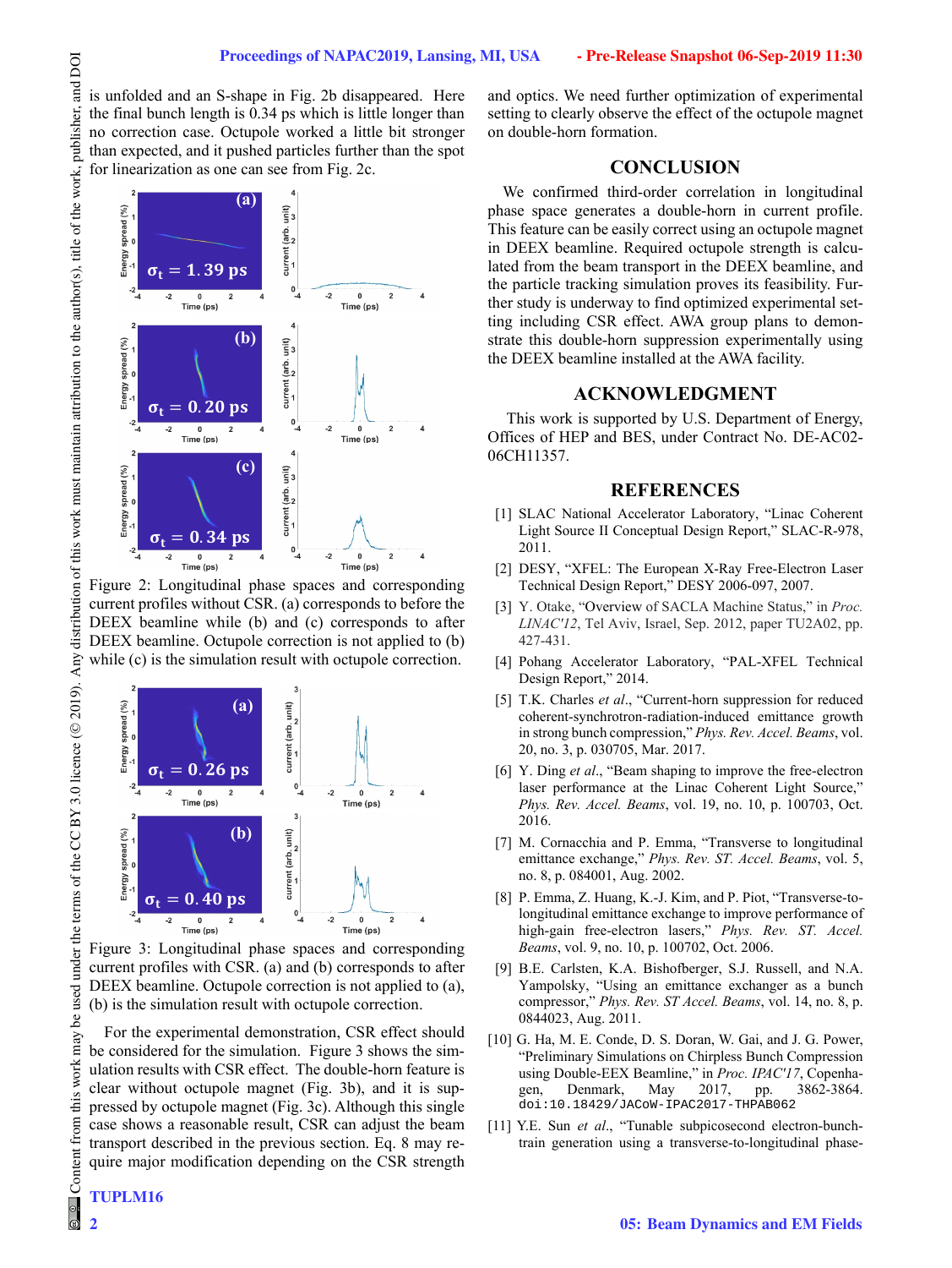is unfolded and an S-shape in Fig. 2b disappeared. Here the final bunch length is 0.34 ps which is little longer than no correction case. Octupole worked a little bit stronger than expected, and it pushed particles further than the spot for linearization as one can see from Fig. 2c.

Figure 2: Longitudinal phase spaces and corresponding current profiles without CSR. (a) corresponds to before the DEEX beamline while (b) and (c) corresponds to after DEEX beamline. Octupole correction is not applied to (b) while (c) is the simulation result with octupole correction.

Figure 3: Longitudinal phase spaces and corresponding current profiles with CSR. (a) and (b) corresponds to after DEEX beamline. Octupole correction is not applied to (a), (b) is the simulation result with octupole correction.

For the experimental demonstration, CSR effect should be considered for the simulation. Figure 3 shows the simulation results with CSR effect. The double-horn feature is clear without octupole magnet (Fig. 3b), and it is suppressed by octupole magnet (Fig. 3c). Although this single case shows a reasonable result, CSR can adjust the beam transport described in the previous section. Eq. 8 may require major modification depending on the CSR strength and optics. We need further optimization of experimental setting to clearly observe the effect of the octupole magnet on double-horn formation.

## CONCLUSION

We confirmed third-order correlation in longitudinal phase space generates a double-horn in current profile. This feature can be easily correct using an octupole magnet in DEEX beamline. Required octupole strength is calculated from the beam transport in the DEEX beamline, and the particle tracking simulation proves its feasibility. Further study is underway to find optimized experimental setting including CSR effect. AWA group plans to demonstrate this double-horn suppression experimentally using the DEEX beamline installed at the AWA facility.

## ACKNOWLEDGMENT

This work is supported by U.S. Department of Energy, Offices of HEP and BES, under Contract No. DE-AC02-06CH11357.

## REFERENCES

[1] SLAC National Accelerator Laboratory, "Linac Coherent Light Source II Conceptual Design Report," SLAC-R-978, 2011.

[2] DESY, "XFEL: The European X-Ray Free-Electron Laser Technical Design Report," DESY 2006-097, 2007.

[3] Y. Otake, "Overview of SACLA Machine Status," in *Proc. LINAC'12*, Tel Aviv, Israel, Sep. 2012, paper TU2A02, pp. 427-431.

[4] Pohang Accelerator Laboratory, "PAL-XFEL Technical Design Report," 2014.

[5] T.K. Charles *et al.*, "Current-horn suppression for reduced coherent-synchrotron-radiation-induced emittance growth in strong bunch compression," *Phys. Rev. Accel. Beams*, vol. 20, no. 3, p. 030705, Mar. 2017.

[6] Y. Ding *et al.*, "Beam shaping to improve the free-electron laser performance at the Linac Coherent Light Source," *Phys. Rev. Accel. Beams*, vol. 19, no. 10, p. 100703, Oct. 2016.

[7] M. Cornacchia and P. Emma, "Transverse to longitudinal emittance exchange," *Phys. Rev. ST. Accel. Beams*, vol. 5, no. 8, p. 084001, Aug. 2002.

[8] P. Emma, Z. Huang, K.-J. Kim, and P. Piot, "Transverse-to-longitudinal emittance exchange to improve performance of high-gain free-electron lasers," *Phys. Rev. ST. Accel. Beams*, vol. 9, no. 10, p. 100702, Oct. 2006.

[9] B.E. Carlsten, K.A. Bishofberger, S.J. Russell, and N.A. Yampolsky, "Using an emittance exchanger as a bunch compressor," *Phys. Rev. ST Accel. Beams*, vol. 14, no. 8, p. 0844023, Aug. 2011.

[10] G. Ha, M. E. Conde, D. S. Doran, W. Gai, and J. G. Power, "Preliminary Simulations on Chirpless Bunch Compression using Double-EEX Beamline," in *Proc. IPAC'17*, Copenhagen, Denmark, May 2017, pp. 3862-3864. doi:10.18429/JACoW-IPAC2017-THPAB062

[11] Y.E. Sun *et al.*, "Tunable subpicosecond electron-bunch-train generation using a transverse-to-longitudinal phase-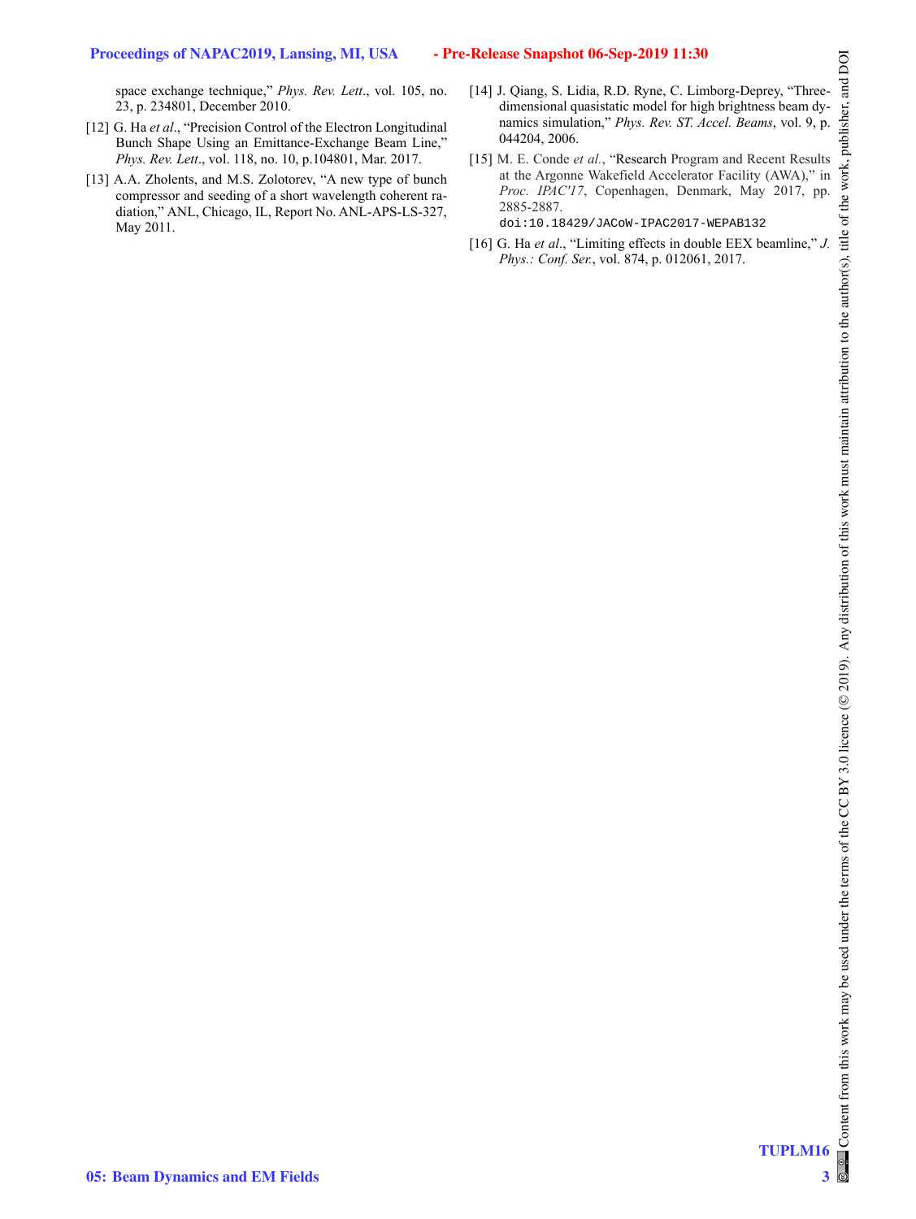space exchange technique," *Phys. Rev. Lett*., vol. 105, no. 23, p. 234801, December 2010.

[12] G. Ha *et al*., "Precision Control of the Electron Longitudinal Bunch Shape Using an Emittance-Exchange Beam Line," *Phys. Rev. Lett*., vol. 118, no. 10, p.104801, Mar. 2017.

[13] A.A. Zholents, and M.S. Zolotorev, "A new type of bunch compressor and seeding of a short wavelength coherent radiation," ANL, Chicago, IL, Report No. ANL-APS-LS-327, May 2011.

[14] J. Qiang, S. Lidia, R.D. Ryne, C. Limborg-Deprey, "Three-dimensional quasistatic model for high brightness beam dynamics simulation," *Phys. Rev. ST. Accel. Beams*, vol. 9, p. 044204, 2006.

[15] M. E. Conde *et al.*, "Research Program and Recent Results at the Argonne Wakefield Accelerator Facility (AWA)," in *Proc. IPAC'17*, Copenhagen, Denmark, May 2017, pp. 2885-2887. doi:10.18429/JACoW-IPAC2017-WEPAB132

[16] G. Ha *et al*., "Limiting effects in double EEX beamline," *J. Phys.: Conf. Ser.*, vol. 874, p. 012061, 2017.